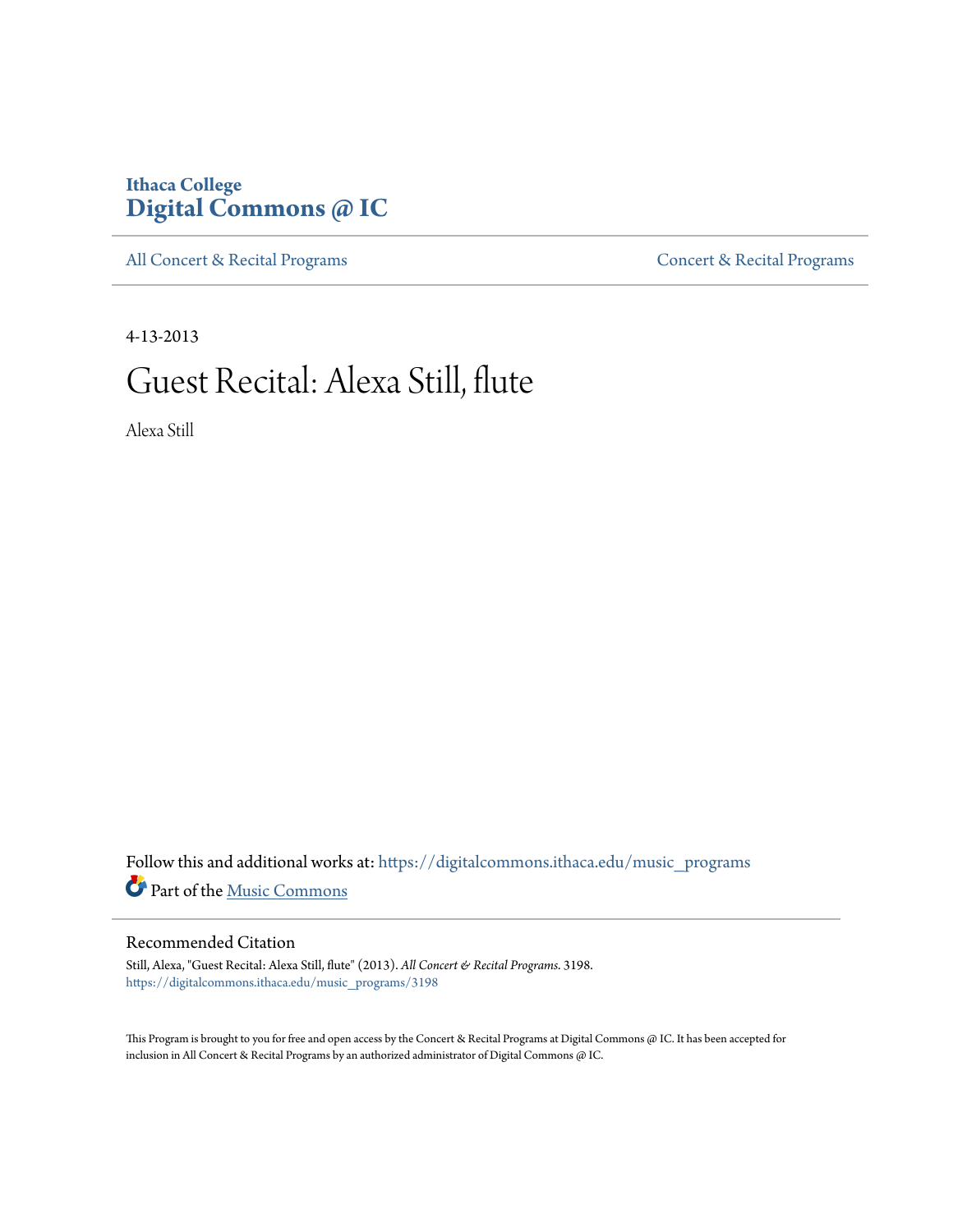Ithaca College
**Digital Commons @ IC**

All Concert & Recital Programs | Concert & Recital Programs

4-13-2013

# Guest Recital: Alexa Still, flute

Alexa Still

Follow this and additional works at: https://digitalcommons.ithaca.edu/music_programs

Part of the Music Commons

## Recommended Citation

Still, Alexa, "Guest Recital: Alexa Still, flute" (2013). *All Concert & Recital Programs*. 3198.
https://digitalcommons.ithaca.edu/music_programs/3198

This Program is brought to you for free and open access by the Concert & Recital Programs at Digital Commons @ IC. It has been accepted for inclusion in All Concert & Recital Programs by an authorized administrator of Digital Commons @ IC.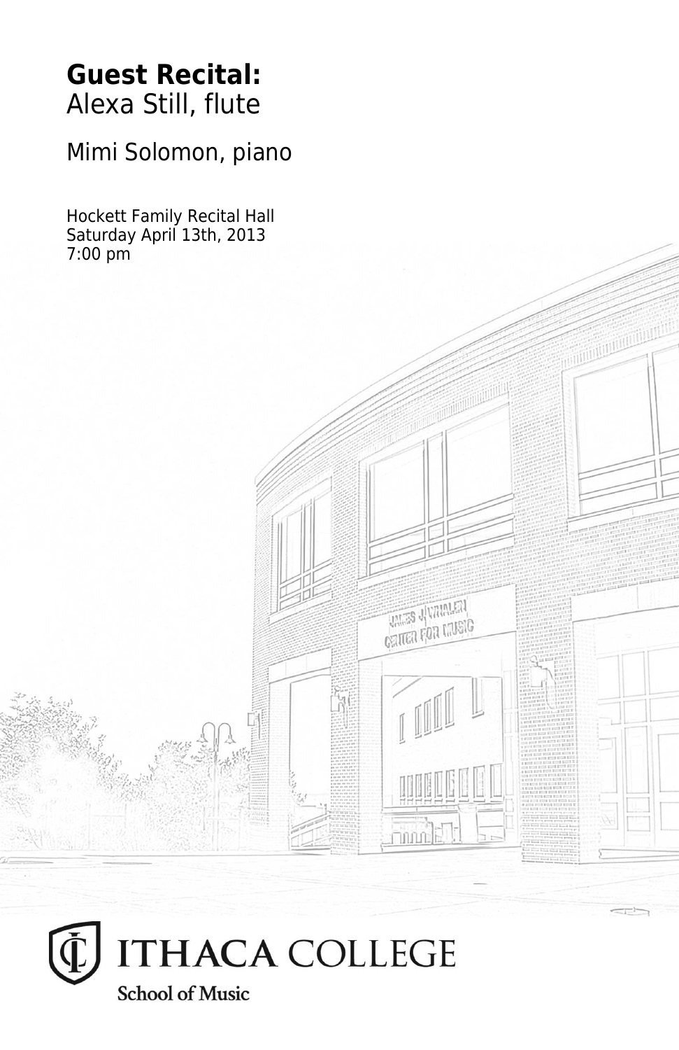**Guest Recital:**
Alexa Still, flute

Mimi Solomon, piano

Hockett Family Recital Hall
Saturday April 13th, 2013
7:00 pm

ITHACA COLLEGE
School of Music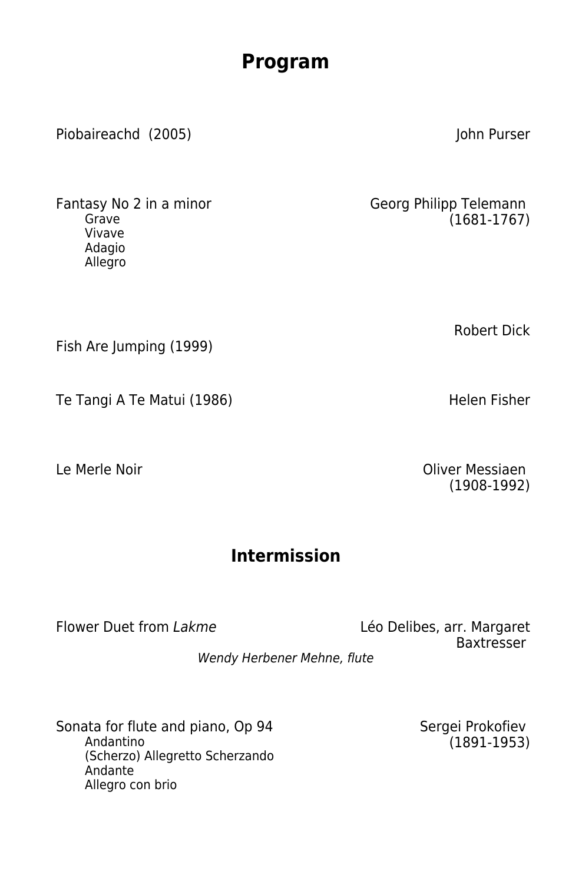# Program

Piobaireachd (2005) — John Purser

Fantasy No 2 in a minor — Georg Philipp Telemann (1681-1767)

- Grave
- Vivave
- Adagio
- Allegro

Fish Are Jumping (1999) — Robert Dick

Te Tangi A Te Matui (1986) — Helen Fisher

Le Merle Noir — Oliver Messiaen (1908-1992)

## Intermission

Flower Duet from *Lakme* — Léo Delibes, arr. Margaret Baxtresser

*Wendy Herbener Mehne, flute*

Sonata for flute and piano, Op 94 — Sergei Prokofiev (1891-1953)

- Andantino
- (Scherzo) Allegretto Scherzando
- Andante
- Allegro con brio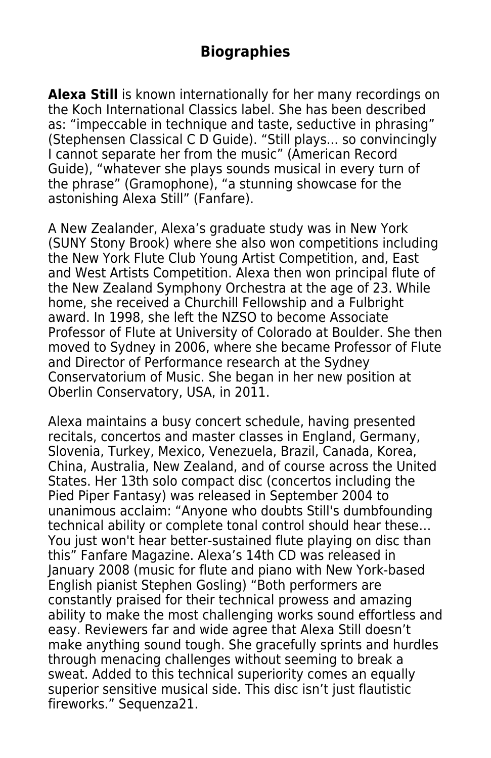## Biographies

**Alexa Still** is known internationally for her many recordings on the Koch International Classics label. She has been described as: “impeccable in technique and taste, seductive in phrasing” (Stephensen Classical C D Guide). “Still plays... so convincingly I cannot separate her from the music” (American Record Guide), “whatever she plays sounds musical in every turn of the phrase” (Gramophone), “a stunning showcase for the astonishing Alexa Still” (Fanfare).

A New Zealander, Alexa’s graduate study was in New York (SUNY Stony Brook) where she also won competitions including the New York Flute Club Young Artist Competition, and, East and West Artists Competition. Alexa then won principal flute of the New Zealand Symphony Orchestra at the age of 23. While home, she received a Churchill Fellowship and a Fulbright award. In 1998, she left the NZSO to become Associate Professor of Flute at University of Colorado at Boulder. She then moved to Sydney in 2006, where she became Professor of Flute and Director of Performance research at the Sydney Conservatorium of Music. She began in her new position at Oberlin Conservatory, USA, in 2011.

Alexa maintains a busy concert schedule, having presented recitals, concertos and master classes in England, Germany, Slovenia, Turkey, Mexico, Venezuela, Brazil, Canada, Korea, China, Australia, New Zealand, and of course across the United States. Her 13th solo compact disc (concertos including the Pied Piper Fantasy) was released in September 2004 to unanimous acclaim: “Anyone who doubts Still's dumbfounding technical ability or complete tonal control should hear these… You just won't hear better-sustained flute playing on disc than this” Fanfare Magazine. Alexa’s 14th CD was released in January 2008 (music for flute and piano with New York-based English pianist Stephen Gosling) “Both performers are constantly praised for their technical prowess and amazing ability to make the most challenging works sound effortless and easy. Reviewers far and wide agree that Alexa Still doesn’t make anything sound tough. She gracefully sprints and hurdles through menacing challenges without seeming to break a sweat. Added to this technical superiority comes an equally superior sensitive musical side. This disc isn’t just flautistic fireworks.” Sequenza21.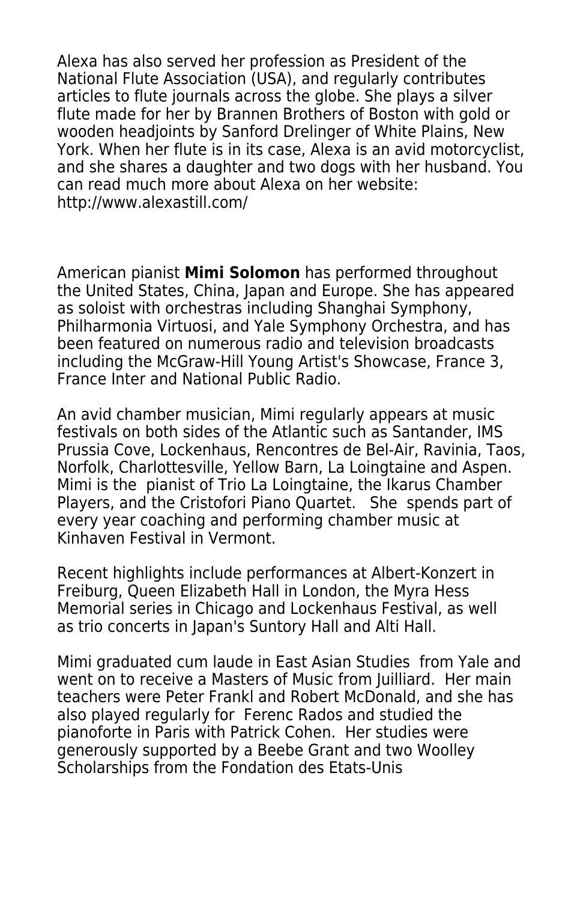Alexa has also served her profession as President of the National Flute Association (USA), and regularly contributes articles to flute journals across the globe. She plays a silver flute made for her by Brannen Brothers of Boston with gold or wooden headjoints by Sanford Drelinger of White Plains, New York. When her flute is in its case, Alexa is an avid motorcyclist, and she shares a daughter and two dogs with her husband. You can read much more about Alexa on her website: http://www.alexastill.com/

American pianist **Mimi Solomon** has performed throughout the United States, China, Japan and Europe. She has appeared as soloist with orchestras including Shanghai Symphony, Philharmonia Virtuosi, and Yale Symphony Orchestra, and has been featured on numerous radio and television broadcasts including the McGraw-Hill Young Artist's Showcase, France 3, France Inter and National Public Radio.

An avid chamber musician, Mimi regularly appears at music festivals on both sides of the Atlantic such as Santander, IMS Prussia Cove, Lockenhaus, Rencontres de Bel-Air, Ravinia, Taos, Norfolk, Charlottesville, Yellow Barn, La Loingtaine and Aspen. Mimi is the pianist of Trio La Loingtaine, the Ikarus Chamber Players, and the Cristofori Piano Quartet. She spends part of every year coaching and performing chamber music at Kinhaven Festival in Vermont.

Recent highlights include performances at Albert-Konzert in Freiburg, Queen Elizabeth Hall in London, the Myra Hess Memorial series in Chicago and Lockenhaus Festival, as well as trio concerts in Japan's Suntory Hall and Alti Hall.

Mimi graduated cum laude in East Asian Studies from Yale and went on to receive a Masters of Music from Juilliard. Her main teachers were Peter Frankl and Robert McDonald, and she has also played regularly for Ferenc Rados and studied the pianoforte in Paris with Patrick Cohen. Her studies were generously supported by a Beebe Grant and two Woolley Scholarships from the Fondation des Etats-Unis